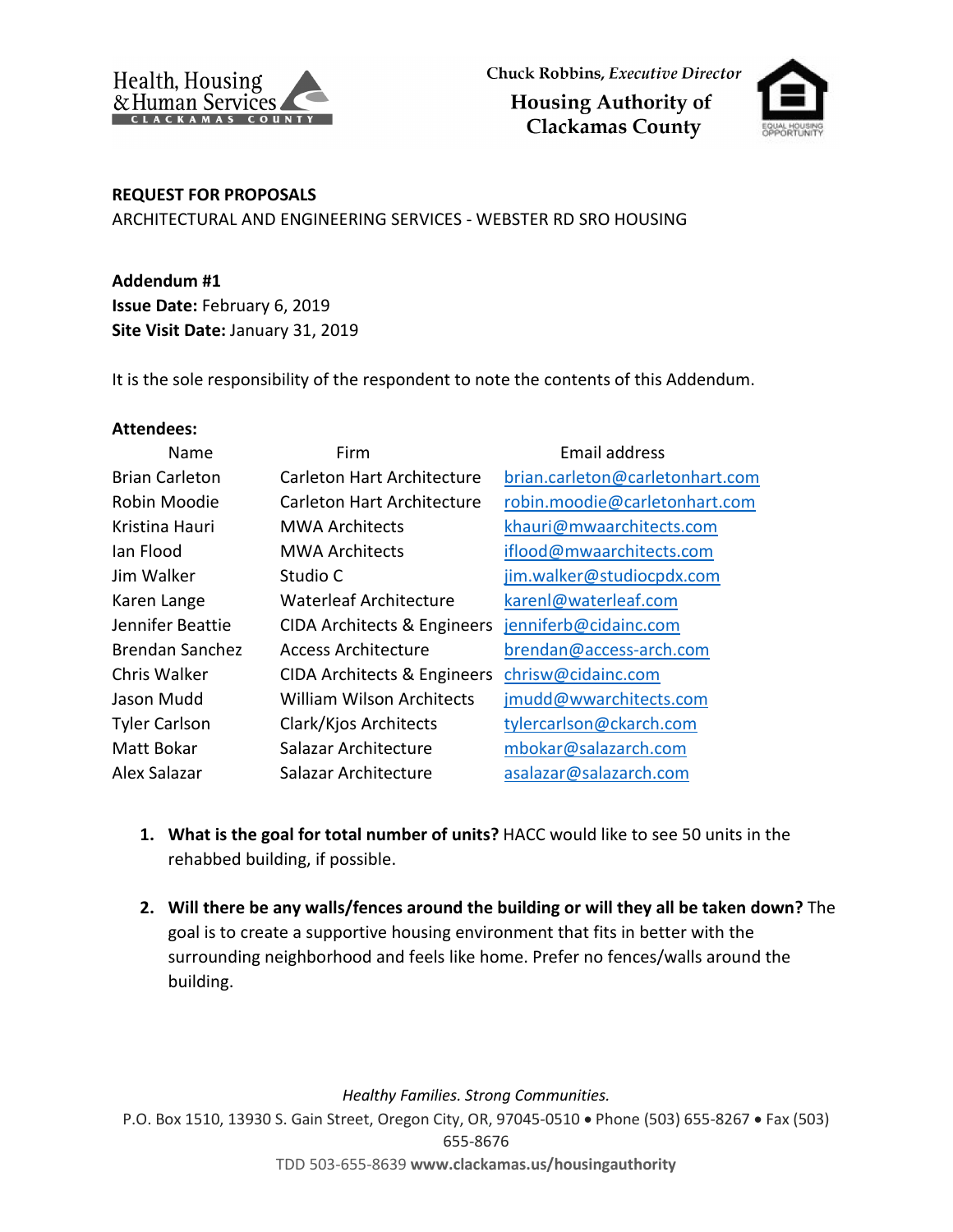Health, Housing & Human Services
CLACKAMAS COUNTY

Chuck Robbins, *Executive Director*
**Housing Authority of Clackamas County**

**REQUEST FOR PROPOSALS**
ARCHITECTURAL AND ENGINEERING SERVICES - WEBSTER RD SRO HOUSING

**Addendum #1**
**Issue Date:** February 6, 2019
**Site Visit Date:** January 31, 2019

It is the sole responsibility of the respondent to note the contents of this Addendum.

**Attendees:**

| Name | Firm | Email address |
|---|---|---|
| Brian Carleton | Carleton Hart Architecture | brian.carleton@carletonhart.com |
| Robin Moodie | Carleton Hart Architecture | robin.moodie@carletonhart.com |
| Kristina Hauri | MWA Architects | khauri@mwaarchitects.com |
| Ian Flood | MWA Architects | iflood@mwaarchitects.com |
| Jim Walker | Studio C | jim.walker@studiocpdx.com |
| Karen Lange | Waterleaf Architecture | karenl@waterleaf.com |
| Jennifer Beattie | CIDA Architects & Engineers | jenniferb@cidainc.com |
| Brendan Sanchez | Access Architecture | brendan@access-arch.com |
| Chris Walker | CIDA Architects & Engineers | chrisw@cidainc.com |
| Jason Mudd | William Wilson Architects | jmudd@wwarchitects.com |
| Tyler Carlson | Clark/Kjos Architects | tylercarlson@ckarch.com |
| Matt Bokar | Salazar Architecture | mbokar@salazarch.com |
| Alex Salazar | Salazar Architecture | asalazar@salazarch.com |

1. **What is the goal for total number of units?** HACC would like to see 50 units in the rehabbed building, if possible.

2. **Will there be any walls/fences around the building or will they all be taken down?** The goal is to create a supportive housing environment that fits in better with the surrounding neighborhood and feels like home. Prefer no fences/walls around the building.

*Healthy Families. Strong Communities.*
P.O. Box 1510, 13930 S. Gain Street, Oregon City, OR, 97045-0510 • Phone (503) 655-8267 • Fax (503) 655-8676
TDD 503-655-8639 **www.clackamas.us/housingauthority**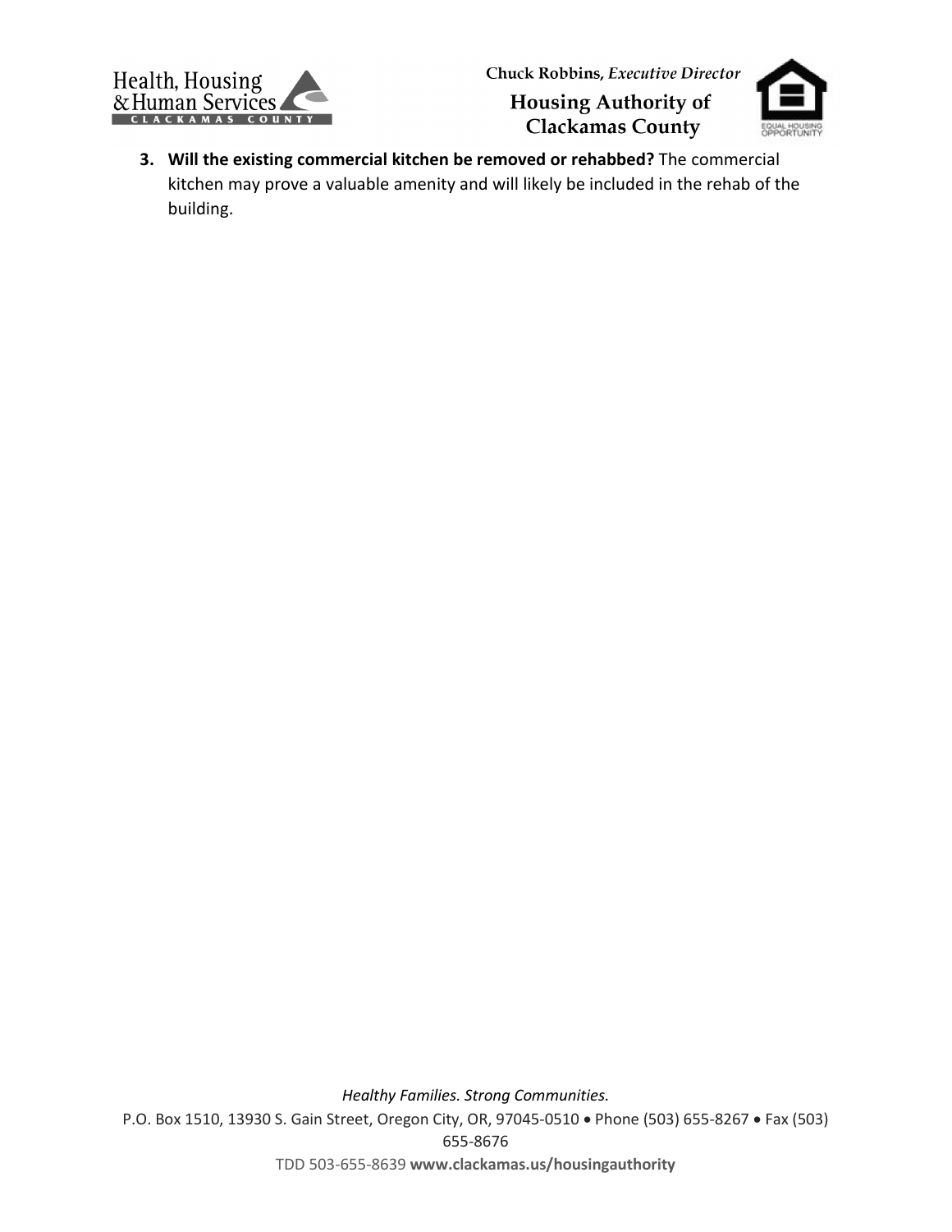3. **Will the existing commercial kitchen be removed or rehabbed?** The commercial kitchen may prove a valuable amenity and will likely be included in the rehab of the building.